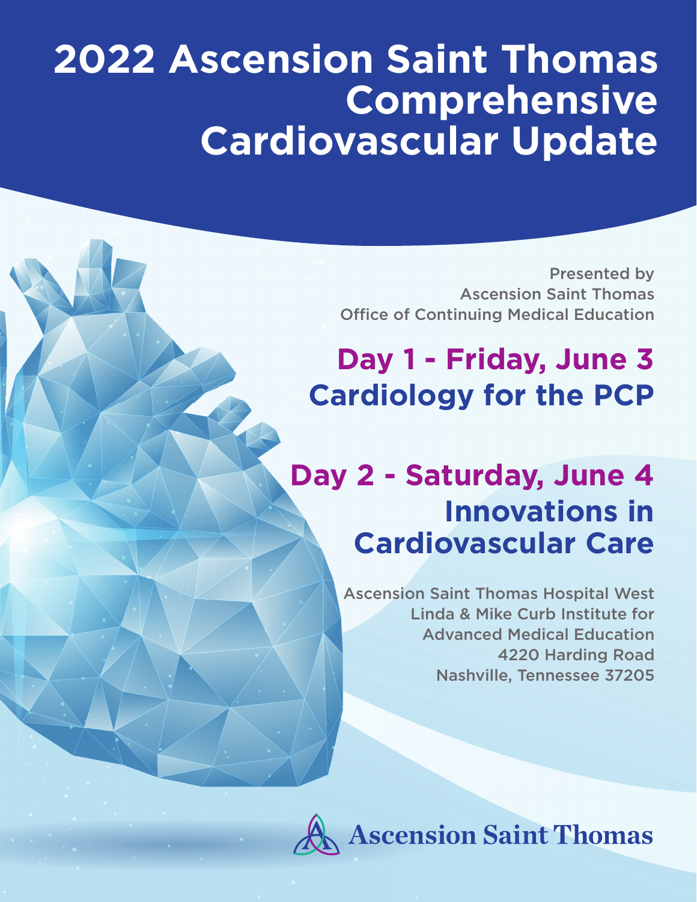# 2022 Ascension Saint Thomas Comprehensive Cardiovascular Update

Presented by
Ascension Saint Thomas
Office of Continuing Medical Education

## Day 1 - Friday, June 3
## Cardiology for the PCP

## Day 2 - Saturday, June 4
## Innovations in Cardiovascular Care

Ascension Saint Thomas Hospital West
Linda & Mike Curb Institute for
Advanced Medical Education
4220 Harding Road
Nashville, Tennessee 37205

Ascension Saint Thomas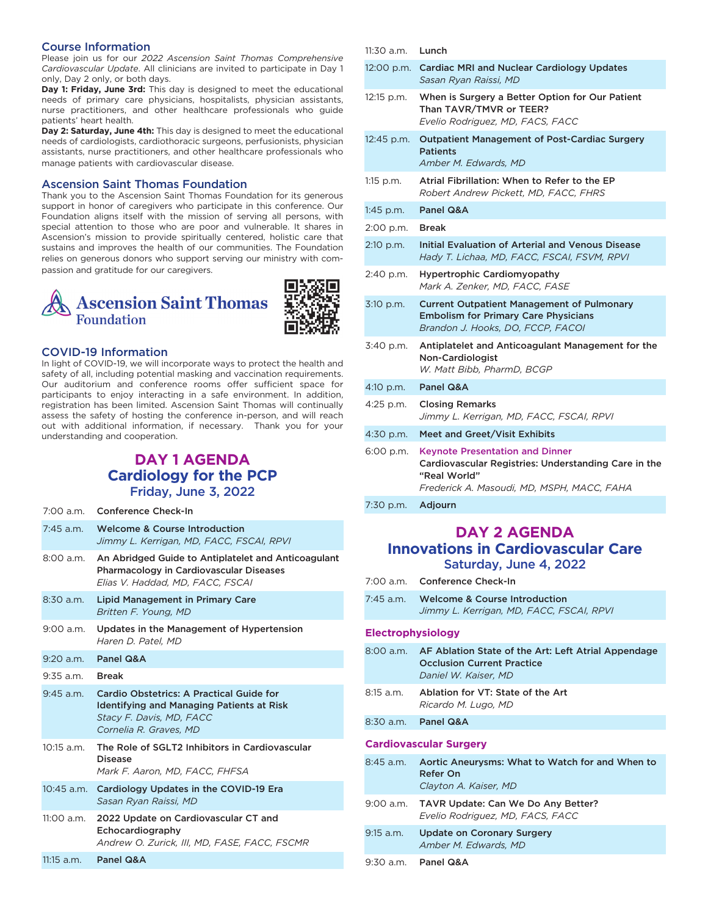## Course Information

Please join us for our *2022 Ascension Saint Thomas Comprehensive Cardiovascular Update.* All clinicians are invited to participate in Day 1 only, Day 2 only, or both days.

**Day 1: Friday, June 3rd:** This day is designed to meet the educational needs of primary care physicians, hospitalists, physician assistants, nurse practitioners, and other healthcare professionals who guide patients' heart health.

**Day 2: Saturday, June 4th:** This day is designed to meet the educational needs of cardiologists, cardiothoracic surgeons, perfusionists, physician assistants, nurse practitioners, and other healthcare professionals who manage patients with cardiovascular disease.

## Ascension Saint Thomas Foundation

Thank you to the Ascension Saint Thomas Foundation for its generous support in honor of caregivers who participate in this conference. Our Foundation aligns itself with the mission of serving all persons, with special attention to those who are poor and vulnerable. It shares in Ascension's mission to provide spiritually centered, holistic care that sustains and improves the health of our communities. The Foundation relies on generous donors who support serving our ministry with compassion and gratitude for our caregivers.

Ascension Saint Thomas Foundation

## COVID-19 Information

In light of COVID-19, we will incorporate ways to protect the health and safety of all, including potential masking and vaccination requirements. Our auditorium and conference rooms offer sufficient space for participants to enjoy interacting in a safe environment. In addition, registration has been limited. Ascension Saint Thomas will continually assess the safety of hosting the conference in-person, and will reach out with additional information, if necessary. Thank you for your understanding and cooperation.

## DAY 1 AGENDA
### Cardiology for the PCP
#### Friday, June 3, 2022

| Time | Session |
|---|---|
| 7:00 a.m. | **Conference Check-In** |
| 7:45 a.m. | **Welcome & Course Introduction** *Jimmy L. Kerrigan, MD, FACC, FSCAI, RPVI* |
| 8:00 a.m. | **An Abridged Guide to Antiplatelet and Anticoagulant Pharmacology in Cardiovascular Diseases** *Elias V. Haddad, MD, FACC, FSCAI* |
| 8:30 a.m. | **Lipid Management in Primary Care** *Britten F. Young, MD* |
| 9:00 a.m. | **Updates in the Management of Hypertension** *Haren D. Patel, MD* |
| 9:20 a.m. | **Panel Q&A** |
| 9:35 a.m. | **Break** |
| 9:45 a.m. | **Cardio Obstetrics: A Practical Guide for Identifying and Managing Patients at Risk** *Stacy F. Davis, MD, FACC* *Cornelia R. Graves, MD* |
| 10:15 a.m. | **The Role of SGLT2 Inhibitors in Cardiovascular Disease** *Mark F. Aaron, MD, FACC, FHFSA* |
| 10:45 a.m. | **Cardiology Updates in the COVID-19 Era** *Sasan Ryan Raissi, MD* |
| 11:00 a.m. | **2022 Update on Cardiovascular CT and Echocardiography** *Andrew O. Zurick, III, MD, FASE, FACC, FSCMR* |
| 11:15 a.m. | **Panel Q&A** |
| 11:30 a.m. | **Lunch** |
| 12:00 p.m. | **Cardiac MRI and Nuclear Cardiology Updates** *Sasan Ryan Raissi, MD* |
| 12:15 p.m. | **When is Surgery a Better Option for Our Patient Than TAVR/TMVR or TEER?** *Evelio Rodriguez, MD, FACS, FACC* |
| 12:45 p.m. | **Outpatient Management of Post-Cardiac Surgery Patients** *Amber M. Edwards, MD* |
| 1:15 p.m. | **Atrial Fibrillation: When to Refer to the EP** *Robert Andrew Pickett, MD, FACC, FHRS* |
| 1:45 p.m. | **Panel Q&A** |
| 2:00 p.m. | **Break** |
| 2:10 p.m. | **Initial Evaluation of Arterial and Venous Disease** *Hady T. Lichaa, MD, FACC, FSCAI, FSVM, RPVI* |
| 2:40 p.m. | **Hypertrophic Cardiomyopathy** *Mark A. Zenker, MD, FACC, FASE* |
| 3:10 p.m. | **Current Outpatient Management of Pulmonary Embolism for Primary Care Physicians** *Brandon J. Hooks, DO, FCCP, FACOI* |
| 3:40 p.m. | **Antiplatelet and Anticoagulant Management for the Non-Cardiologist** *W. Matt Bibb, PharmD, BCGP* |
| 4:10 p.m. | **Panel Q&A** |
| 4:25 p.m. | **Closing Remarks** *Jimmy L. Kerrigan, MD, FACC, FSCAI, RPVI* |
| 4:30 p.m. | **Meet and Greet/Visit Exhibits** |
| 6:00 p.m. | **Keynote Presentation and Dinner** **Cardiovascular Registries: Understanding Care in the "Real World"** *Frederick A. Masoudi, MD, MSPH, MACC, FAHA* |
| 7:30 p.m. | **Adjourn** |

## DAY 2 AGENDA
### Innovations in Cardiovascular Care
#### Saturday, June 4, 2022

| Time | Session |
|---|---|
| 7:00 a.m. | **Conference Check-In** |
| 7:45 a.m. | **Welcome & Course Introduction** *Jimmy L. Kerrigan, MD, FACC, FSCAI, RPVI* |

**Electrophysiology**

| Time | Session |
|---|---|
| 8:00 a.m. | **AF Ablation State of the Art: Left Atrial Appendage Occlusion Current Practice** *Daniel W. Kaiser, MD* |
| 8:15 a.m. | **Ablation for VT: State of the Art** *Ricardo M. Lugo, MD* |
| 8:30 a.m. | **Panel Q&A** |

**Cardiovascular Surgery**

| Time | Session |
|---|---|
| 8:45 a.m. | **Aortic Aneurysms: What to Watch for and When to Refer On** *Clayton A. Kaiser, MD* |
| 9:00 a.m. | **TAVR Update: Can We Do Any Better?** *Evelio Rodriguez, MD, FACS, FACC* |
| 9:15 a.m. | **Update on Coronary Surgery** *Amber M. Edwards, MD* |
| 9:30 a.m. | **Panel Q&A** |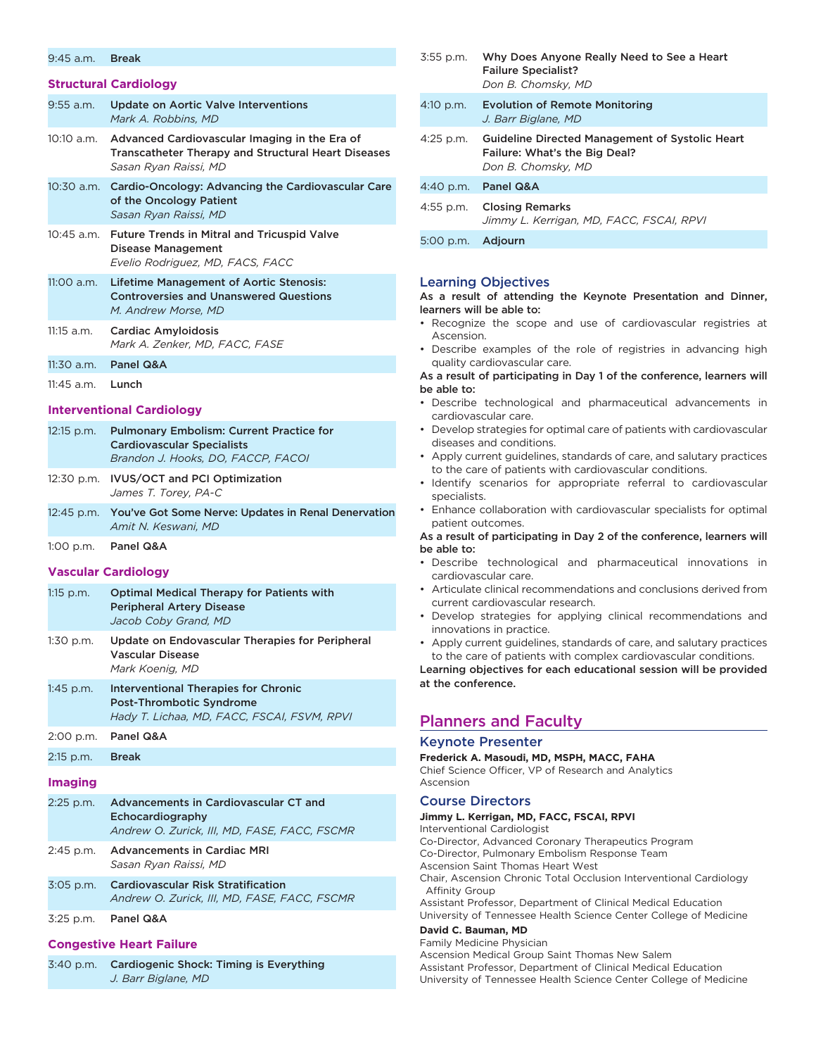| | |
|---|---|
| 9:45 a.m. | **Break** |

### Structural Cardiology

| | |
|---|---|
| 9:55 a.m. | **Update on Aortic Valve Interventions**<br>*Mark A. Robbins, MD* |
| 10:10 a.m. | **Advanced Cardiovascular Imaging in the Era of Transcatheter Therapy and Structural Heart Diseases**<br>*Sasan Ryan Raissi, MD* |
| 10:30 a.m. | **Cardio-Oncology: Advancing the Cardiovascular Care of the Oncology Patient**<br>*Sasan Ryan Raissi, MD* |
| 10:45 a.m. | **Future Trends in Mitral and Tricuspid Valve Disease Management**<br>*Evelio Rodriguez, MD, FACS, FACC* |
| 11:00 a.m. | **Lifetime Management of Aortic Stenosis: Controversies and Unanswered Questions**<br>*M. Andrew Morse, MD* |
| 11:15 a.m. | **Cardiac Amyloidosis**<br>*Mark A. Zenker, MD, FACC, FASE* |
| 11:30 a.m. | **Panel Q&A** |
| 11:45 a.m. | **Lunch** |

### Interventional Cardiology

| | |
|---|---|
| 12:15 p.m. | **Pulmonary Embolism: Current Practice for Cardiovascular Specialists**<br>*Brandon J. Hooks, DO, FACCP, FACOI* |
| 12:30 p.m. | **IVUS/OCT and PCI Optimization**<br>*James T. Torey, PA-C* |
| 12:45 p.m. | **You've Got Some Nerve: Updates in Renal Denervation**<br>*Amit N. Keswani, MD* |
| 1:00 p.m. | **Panel Q&A** |

### Vascular Cardiology

| | |
|---|---|
| 1:15 p.m. | **Optimal Medical Therapy for Patients with Peripheral Artery Disease**<br>*Jacob Coby Grand, MD* |
| 1:30 p.m. | **Update on Endovascular Therapies for Peripheral Vascular Disease**<br>*Mark Koenig, MD* |
| 1:45 p.m. | **Interventional Therapies for Chronic Post-Thrombotic Syndrome**<br>*Hady T. Lichaa, MD, FACC, FSCAI, FSVM, RPVI* |
| 2:00 p.m. | **Panel Q&A** |
| 2:15 p.m. | **Break** |

### Imaging

| | |
|---|---|
| 2:25 p.m. | **Advancements in Cardiovascular CT and Echocardiography**<br>*Andrew O. Zurick, III, MD, FASE, FACC, FSCMR* |
| 2:45 p.m. | **Advancements in Cardiac MRI**<br>*Sasan Ryan Raissi, MD* |
| 3:05 p.m. | **Cardiovascular Risk Stratification**<br>*Andrew O. Zurick, III, MD, FASE, FACC, FSCMR* |
| 3:25 p.m. | **Panel Q&A** |

### Congestive Heart Failure

| | |
|---|---|
| 3:40 p.m. | **Cardiogenic Shock: Timing is Everything**<br>*J. Barr Biglane, MD* |
| 3:55 p.m. | **Why Does Anyone Really Need to See a Heart Failure Specialist?**<br>*Don B. Chomsky, MD* |
| 4:10 p.m. | **Evolution of Remote Monitoring**<br>*J. Barr Biglane, MD* |
| 4:25 p.m. | **Guideline Directed Management of Systolic Heart Failure: What's the Big Deal?**<br>*Don B. Chomsky, MD* |
| 4:40 p.m. | **Panel Q&A** |
| 4:55 p.m. | **Closing Remarks**<br>*Jimmy L. Kerrigan, MD, FACC, FSCAI, RPVI* |
| 5:00 p.m. | **Adjourn** |

## Learning Objectives

**As a result of attending the Keynote Presentation and Dinner, learners will be able to:**

- Recognize the scope and use of cardiovascular registries at Ascension.
- Describe examples of the role of registries in advancing high quality cardiovascular care.

**As a result of participating in Day 1 of the conference, learners will be able to:**

- Describe technological and pharmaceutical advancements in cardiovascular care.
- Develop strategies for optimal care of patients with cardiovascular diseases and conditions.
- Apply current guidelines, standards of care, and salutary practices to the care of patients with cardiovascular conditions.
- Identify scenarios for appropriate referral to cardiovascular specialists.
- Enhance collaboration with cardiovascular specialists for optimal patient outcomes.

**As a result of participating in Day 2 of the conference, learners will be able to:**

- Describe technological and pharmaceutical innovations in cardiovascular care.
- Articulate clinical recommendations and conclusions derived from current cardiovascular research.
- Develop strategies for applying clinical recommendations and innovations in practice.
- Apply current guidelines, standards of care, and salutary practices to the care of patients with complex cardiovascular conditions.

**Learning objectives for each educational session will be provided at the conference.**

## Planners and Faculty

### Keynote Presenter

**Frederick A. Masoudi, MD, MSPH, MACC, FAHA**
Chief Science Officer, VP of Research and Analytics
Ascension

### Course Directors

**Jimmy L. Kerrigan, MD, FACC, FSCAI, RPVI**
Interventional Cardiologist
Co-Director, Advanced Coronary Therapeutics Program
Co-Director, Pulmonary Embolism Response Team
Ascension Saint Thomas Heart West
Chair, Ascension Chronic Total Occlusion Interventional Cardiology Affinity Group
Assistant Professor, Department of Clinical Medical Education
University of Tennessee Health Science Center College of Medicine

**David C. Bauman, MD**
Family Medicine Physician
Ascension Medical Group Saint Thomas New Salem
Assistant Professor, Department of Clinical Medical Education
University of Tennessee Health Science Center College of Medicine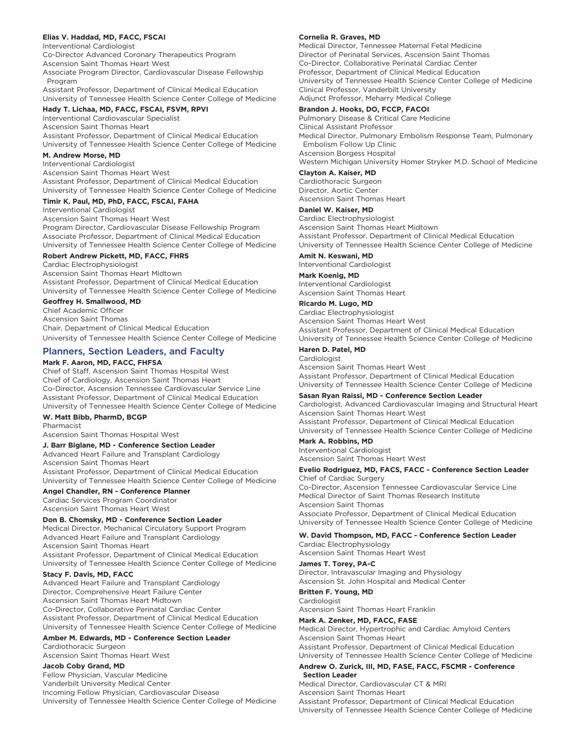**Elias V. Haddad, MD, FACC, FSCAI**
Interventional Cardiologist
Co-Director Advanced Coronary Therapeutics Program
Ascension Saint Thomas Heart West
Associate Program Director, Cardiovascular Disease Fellowship Program
Assistant Professor, Department of Clinical Medical Education
University of Tennessee Health Science Center College of Medicine

**Hady T. Lichaa, MD, FACC, FSCAI, FSVM, RPVI**
Interventional Cardiovascular Specialist
Ascension Saint Thomas Heart
Assistant Professor, Department of Clinical Medical Education
University of Tennessee Health Science Center College of Medicine

**M. Andrew Morse, MD**
Interventional Cardiologist
Ascension Saint Thomas Heart West
Assistant Professor, Department of Clinical Medical Education
University of Tennessee Health Science Center College of Medicine

**Timir K. Paul, MD, PhD, FACC, FSCAI, FAHA**
Interventional Cardiologist
Ascension Saint Thomas Heart West
Program Director, Cardiovascular Disease Fellowship Program
Associate Professor, Department of Clinical Medical Education
University of Tennessee Health Science Center College of Medicine

**Robert Andrew Pickett, MD, FACC, FHRS**
Cardiac Electrophysiologist
Ascension Saint Thomas Heart Midtown
Assistant Professor, Department of Clinical Medical Education
University of Tennessee Health Science Center College of Medicine

**Geoffrey H. Smallwood, MD**
Chief Academic Officer
Ascension Saint Thomas
Chair, Department of Clinical Medical Education
University of Tennessee Health Science Center College of Medicine

## Planners, Section Leaders, and Faculty

**Mark F. Aaron, MD, FACC, FHFSA**
Chief of Staff, Ascension Saint Thomas Hospital West
Chief of Cardiology, Ascension Saint Thomas Heart
Co-Director, Ascension Tennessee Cardiovascular Service Line
Assistant Professor, Department of Clinical Medical Education
University of Tennessee Health Science Center College of Medicine

**W. Matt Bibb, PharmD, BCGP**
Pharmacist
Ascension Saint Thomas Hospital West

**J. Barr Biglane, MD - Conference Section Leader**
Advanced Heart Failure and Transplant Cardiology
Ascension Saint Thomas Heart
Assistant Professor, Department of Clinical Medical Education
University of Tennessee Health Science Center College of Medicine

**Angel Chandler, RN - Conference Planner**
Cardiac Services Program Coordinator
Ascension Saint Thomas Heart West

**Don B. Chomsky, MD - Conference Section Leader**
Medical Director, Mechanical Circulatory Support Program
Advanced Heart Failure and Transplant Cardiology
Ascension Saint Thomas Heart
Assistant Professor, Department of Clinical Medical Education
University of Tennessee Health Science Center College of Medicine

**Stacy F. Davis, MD, FACC**
Advanced Heart Failure and Transplant Cardiology
Director, Comprehensive Heart Failure Center
Ascension Saint Thomas Heart Midtown
Co-Director, Collaborative Perinatal Cardiac Center
Assistant Professor, Department of Clinical Medical Education
University of Tennessee Health Science Center College of Medicine

**Amber M. Edwards, MD - Conference Section Leader**
Cardiothoracic Surgeon
Ascension Saint Thomas Heart West

**Jacob Coby Grand, MD**
Fellow Physician, Vascular Medicine
Vanderbilt University Medical Center
Incoming Fellow Physician, Cardiovascular Disease
University of Tennessee Health Science Center College of Medicine

**Cornelia R. Graves, MD**
Medical Director, Tennessee Maternal Fetal Medicine
Director of Perinatal Services, Ascension Saint Thomas
Co-Director, Collaborative Perinatal Cardiac Center
Professor, Department of Clinical Medical Education
University of Tennessee Health Science Center College of Medicine
Clinical Professor, Vanderbilt University
Adjunct Professor, Meharry Medical College

**Brandon J. Hooks, DO, FCCP, FACOI**
Pulmonary Disease & Critical Care Medicine
Clinical Assistant Professor
Medical Director, Pulmonary Embolism Response Team, Pulmonary Embolism Follow Up Clinic
Ascension Borgess Hospital
Western Michigan University Homer Stryker M.D. School of Medicine

**Clayton A. Kaiser, MD**
Cardiothoracic Surgeon
Director, Aortic Center
Ascension Saint Thomas Heart

**Daniel W. Kaiser, MD**
Cardiac Electrophysiologist
Ascension Saint Thomas Heart Midtown
Assistant Professor, Department of Clinical Medical Education
University of Tennessee Health Science Center College of Medicine

**Amit N. Keswani, MD**
Interventional Cardiologist

**Mark Koenig, MD**
Interventional Cardiologist
Ascension Saint Thomas Heart

**Ricardo M. Lugo, MD**
Cardiac Electrophysiologist
Ascension Saint Thomas Heart West
Assistant Professor, Department of Clinical Medical Education
University of Tennessee Health Science Center College of Medicine

**Haren D. Patel, MD**
Cardiologist
Ascension Saint Thomas Heart West
Assistant Professor, Department of Clinical Medical Education
University of Tennessee Health Science Center College of Medicine

**Sasan Ryan Raissi, MD - Conference Section Leader**
Cardiologist, Advanced Cardiovascular Imaging and Structural Heart
Ascension Saint Thomas Heart West
Assistant Professor, Department of Clinical Medical Education
University of Tennessee Health Science Center College of Medicine

**Mark A. Robbins, MD**
Interventional Cardiologist
Ascension Saint Thomas Heart West

**Evelio Rodriguez, MD, FACS, FACC - Conference Section Leader**
Chief of Cardiac Surgery
Co-Director, Ascension Tennessee Cardiovascular Service Line
Medical Director of Saint Thomas Research Institute
Ascension Saint Thomas
Associate Professor, Department of Clinical Medical Education
University of Tennessee Health Science Center College of Medicine

**W. David Thompson, MD, FACC - Conference Section Leader**
Cardiac Electrophysiology
Ascension Saint Thomas Heart West

**James T. Torey, PA-C**
Director, Intravascular Imaging and Physiology
Ascension St. John Hospital and Medical Center

**Britten F. Young, MD**
Cardiologist
Ascension Saint Thomas Heart Franklin

**Mark A. Zenker, MD, FACC, FASE**
Medical Director, Hypertrophic and Cardiac Amyloid Centers
Ascension Saint Thomas Heart
Assistant Professor, Department of Clinical Medical Education
University of Tennessee Health Science Center College of Medicine

**Andrew O. Zurick, III, MD, FASE, FACC, FSCMR - Conference Section Leader**
Medical Director, Cardiovascular CT & MRI
Ascension Saint Thomas Heart
Assistant Professor, Department of Clinical Medical Education
University of Tennessee Health Science Center College of Medicine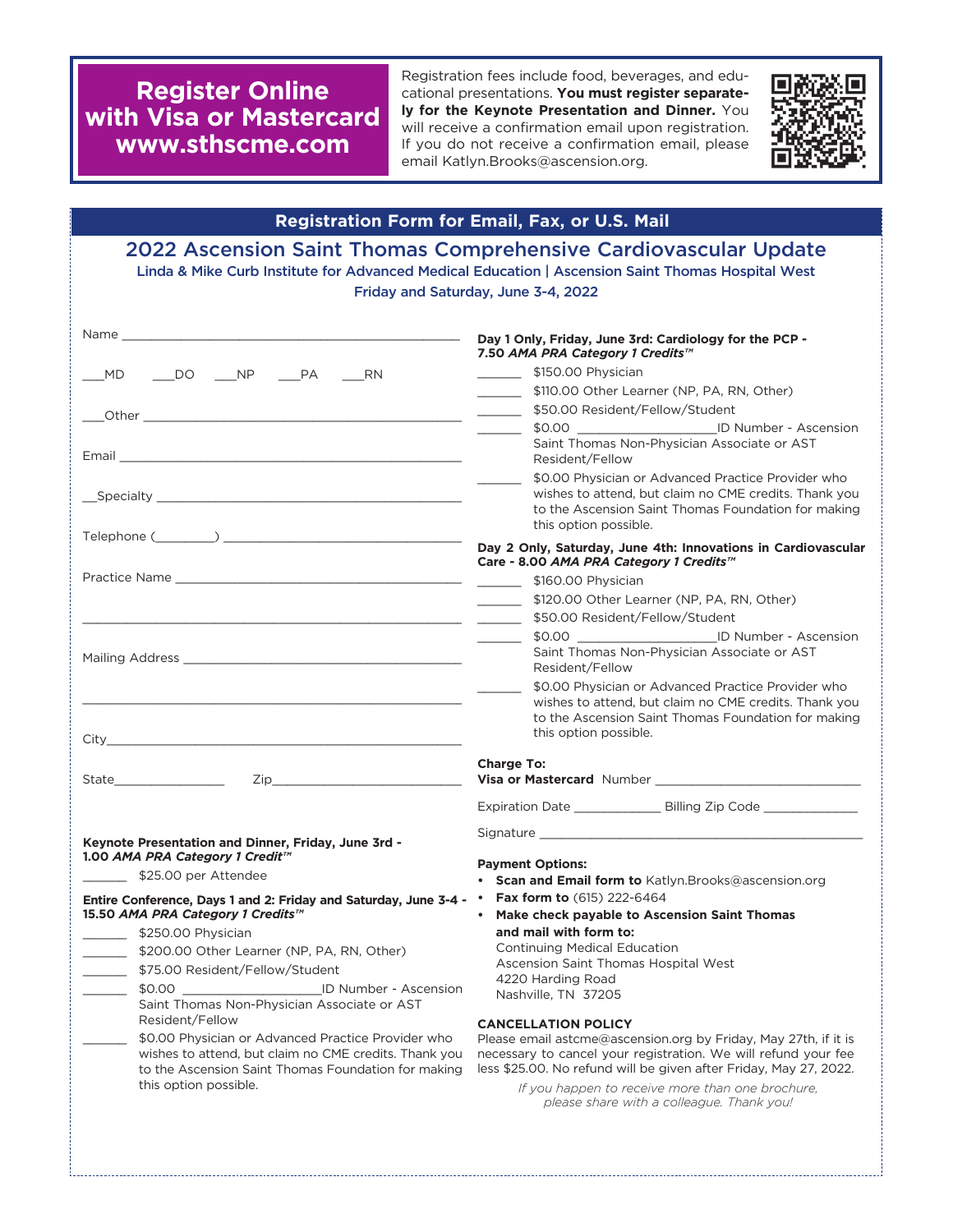## Register Online with Visa or Mastercard www.sthscme.com

Registration fees include food, beverages, and educational presentations. **You must register separately for the Keynote Presentation and Dinner.** You will receive a confirmation email upon registration. If you do not receive a confirmation email, please email Katlyn.Brooks@ascension.org.

## Registration Form for Email, Fax, or U.S. Mail

# 2022 Ascension Saint Thomas Comprehensive Cardiovascular Update

Linda & Mike Curb Institute for Advanced Medical Education | Ascension Saint Thomas Hospital West

Friday and Saturday, June 3-4, 2022

Name ____________________________________________

___MD ___DO ___NP ___PA ___RN

___Other ____________________________________________

Email ____________________________________________

__Specialty ____________________________________________

Telephone (________) ______________________________

Practice Name ____________________________________________

____________________________________________

Mailing Address ____________________________________________

____________________________________________

City____________________________________________

State________________ Zip__________________________

**Keynote Presentation and Dinner, Friday, June 3rd - 1.00 *AMA PRA Category 1 Credit™***

______ $25.00 per Attendee

**Entire Conference, Days 1 and 2: Friday and Saturday, June 3-4 - 15.50 *AMA PRA Category 1 Credits™***

______ $250.00 Physician

______ $200.00 Other Learner (NP, PA, RN, Other)

______ $75.00 Resident/Fellow/Student

______ $0.00 ____________________ID Number - Ascension Saint Thomas Non-Physician Associate or AST Resident/Fellow

______ $0.00 Physician or Advanced Practice Provider who wishes to attend, but claim no CME credits. Thank you to the Ascension Saint Thomas Foundation for making this option possible.

**Day 1 Only, Friday, June 3rd: Cardiology for the PCP - 7.50 *AMA PRA Category 1 Credits™***

______ $150.00 Physician

______ $110.00 Other Learner (NP, PA, RN, Other)

______ $50.00 Resident/Fellow/Student

______ $0.00 ____________________ID Number - Ascension Saint Thomas Non-Physician Associate or AST Resident/Fellow

______ $0.00 Physician or Advanced Practice Provider who wishes to attend, but claim no CME credits. Thank you to the Ascension Saint Thomas Foundation for making this option possible.

**Day 2 Only, Saturday, June 4th: Innovations in Cardiovascular Care - 8.00 *AMA PRA Category 1 Credits™***

______ $160.00 Physician

______ $120.00 Other Learner (NP, PA, RN, Other)

______ $50.00 Resident/Fellow/Student

______ $0.00 ____________________ID Number - Ascension Saint Thomas Non-Physician Associate or AST Resident/Fellow

______ $0.00 Physician or Advanced Practice Provider who wishes to attend, but claim no CME credits. Thank you to the Ascension Saint Thomas Foundation for making this option possible.

**Charge To:**
**Visa or Mastercard** Number ______________________________

Expiration Date ____________ Billing Zip Code _____________

Signature ____________________________________________

**Payment Options:**

- **Scan and Email form to** Katlyn.Brooks@ascension.org
- **Fax form to** (615) 222-6464
- **Make check payable to Ascension Saint Thomas and mail with form to:**
  Continuing Medical Education
  Ascension Saint Thomas Hospital West
  4220 Harding Road
  Nashville, TN 37205

**CANCELLATION POLICY**

Please email astcme@ascension.org by Friday, May 27th, if it is necessary to cancel your registration. We will refund your fee less $25.00. No refund will be given after Friday, May 27, 2022.

*If you happen to receive more than one brochure, please share with a colleague. Thank you!*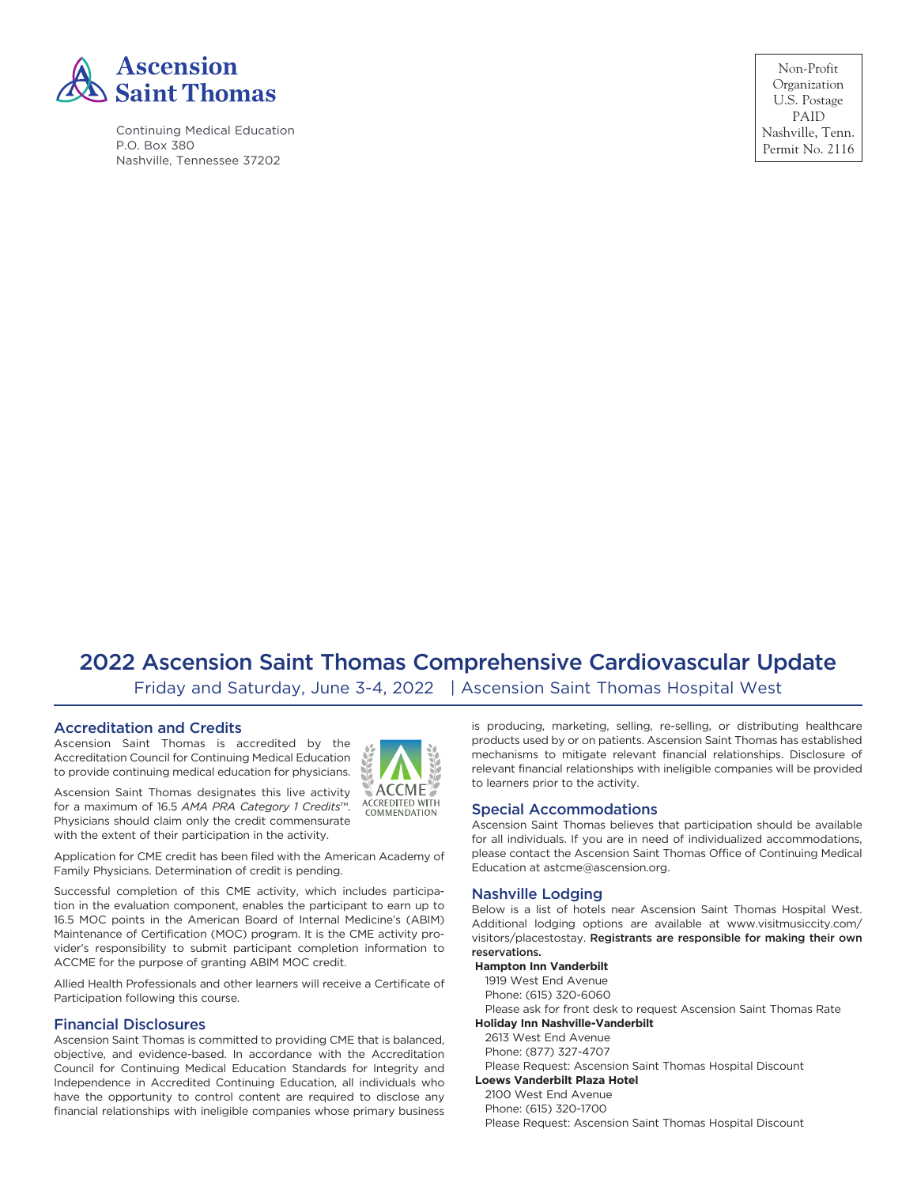Ascension Saint Thomas

Continuing Medical Education
P.O. Box 380
Nashville, Tennessee 37202

Non-Profit
Organization
U.S. Postage
PAID
Nashville, Tenn.
Permit No. 2116

# 2022 Ascension Saint Thomas Comprehensive Cardiovascular Update

Friday and Saturday, June 3-4, 2022 | Ascension Saint Thomas Hospital West

## Accreditation and Credits

Ascension Saint Thomas is accredited by the Accreditation Council for Continuing Medical Education to provide continuing medical education for physicians.

ACCME ACCREDITED WITH COMMENDATION

Ascension Saint Thomas designates this live activity for a maximum of 16.5 *AMA PRA Category 1 Credits*™. Physicians should claim only the credit commensurate with the extent of their participation in the activity.

Application for CME credit has been filed with the American Academy of Family Physicians. Determination of credit is pending.

Successful completion of this CME activity, which includes participation in the evaluation component, enables the participant to earn up to 16.5 MOC points in the American Board of Internal Medicine's (ABIM) Maintenance of Certification (MOC) program. It is the CME activity provider's responsibility to submit participant completion information to ACCME for the purpose of granting ABIM MOC credit.

Allied Health Professionals and other learners will receive a Certificate of Participation following this course.

## Financial Disclosures

Ascension Saint Thomas is committed to providing CME that is balanced, objective, and evidence-based. In accordance with the Accreditation Council for Continuing Medical Education Standards for Integrity and Independence in Accredited Continuing Education, all individuals who have the opportunity to control content are required to disclose any financial relationships with ineligible companies whose primary business is producing, marketing, selling, re-selling, or distributing healthcare products used by or on patients. Ascension Saint Thomas has established mechanisms to mitigate relevant financial relationships. Disclosure of relevant financial relationships with ineligible companies will be provided to learners prior to the activity.

## Special Accommodations

Ascension Saint Thomas believes that participation should be available for all individuals. If you are in need of individualized accommodations, please contact the Ascension Saint Thomas Office of Continuing Medical Education at astcme@ascension.org.

## Nashville Lodging

Below is a list of hotels near Ascension Saint Thomas Hospital West. Additional lodging options are available at www.visitmusiccity.com/visitors/placestostay. **Registrants are responsible for making their own reservations.**

**Hampton Inn Vanderbilt**
1919 West End Avenue
Phone: (615) 320-6060
Please ask for front desk to request Ascension Saint Thomas Rate

**Holiday Inn Nashville-Vanderbilt**
2613 West End Avenue
Phone: (877) 327-4707
Please Request: Ascension Saint Thomas Hospital Discount

**Loews Vanderbilt Plaza Hotel**
2100 West End Avenue
Phone: (615) 320-1700
Please Request: Ascension Saint Thomas Hospital Discount